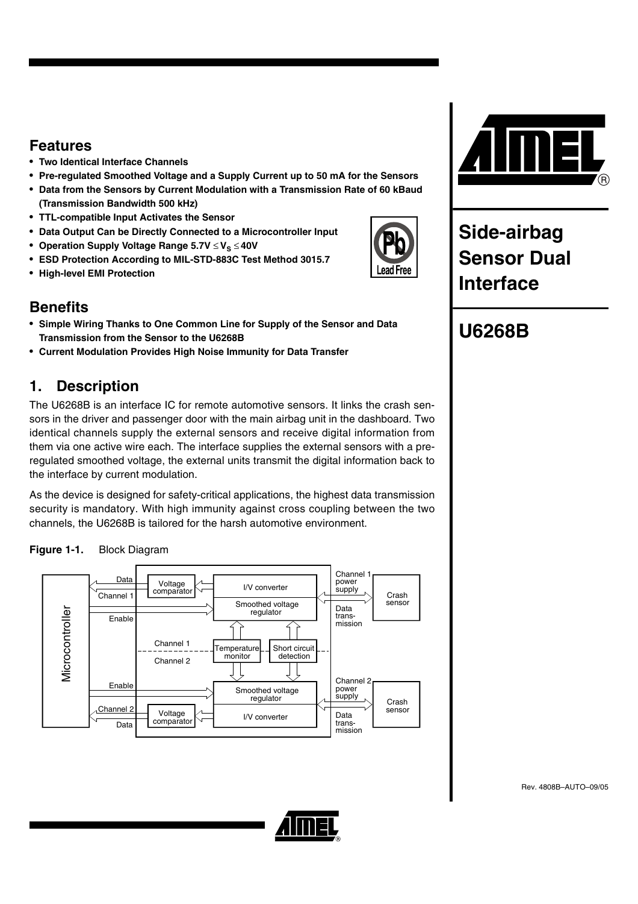# Side-airbag Sensor Dual Interface

# U6268B

## Features

- **Two Identical Interface Channels**
- **Pre-regulated Smoothed Voltage and a Supply Current up to 50 mA for the Sensors**
- **Data from the Sensors by Current Modulation with a Transmission Rate of 60 kBaud (Transmission Bandwidth 500 kHz)**
- **TTL-compatible Input Activates the Sensor**
- **Data Output Can be Directly Connected to a Microcontroller Input**
- **Operation Supply Voltage Range 5.7V $\leq V_S \leq$ 40V**
- **ESD Protection According to MIL-STD-883C Test Method 3015.7**
- **High-level EMI Protection**

## Benefits

- **Simple Wiring Thanks to One Common Line for Supply of the Sensor and Data Transmission from the Sensor to the U6268B**
- **Current Modulation Provides High Noise Immunity for Data Transfer**

## 1. Description

The U6268B is an interface IC for remote automotive sensors. It links the crash sensors in the driver and passenger door with the main airbag unit in the dashboard. Two identical channels supply the external sensors and receive digital information from them via one active wire each. The interface supplies the external sensors with a pre-regulated smoothed voltage, the external units transmit the digital information back to the interface by current modulation.

As the device is designed for safety-critical applications, the highest data transmission security is mandatory. With high immunity against cross coupling between the two channels, the U6268B is tailored for the harsh automotive environment.

**Figure 1-1.** Block Diagram

Rev. 4808B–AUTO–09/05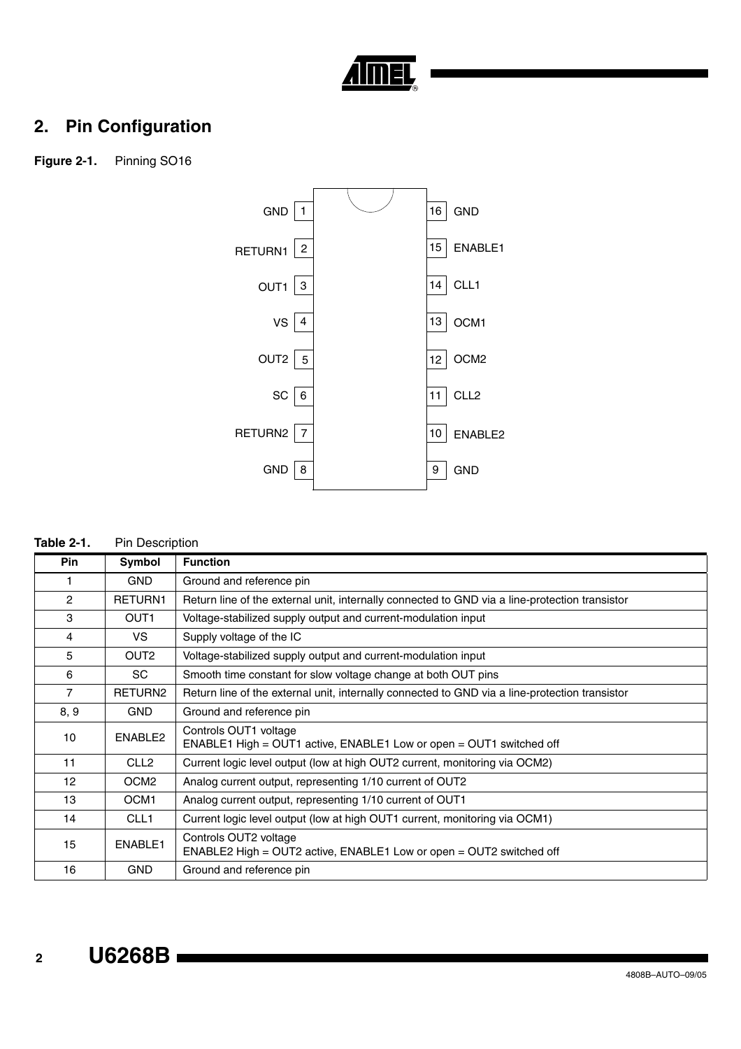## 2. Pin Configuration

**Figure 2-1.** Pinning SO16

| Pin | Symbol | | Pin | Symbol |
|---|---|---|---|---|
| 1 | GND | | 16 | GND |
| 2 | RETURN1 | | 15 | ENABLE1 |
| 3 | OUT1 | | 14 | CLL1 |
| 4 | VS | | 13 | OCM1 |
| 5 | OUT2 | | 12 | OCM2 |
| 6 | SC | | 11 | CLL2 |
| 7 | RETURN2 | | 10 | ENABLE2 |
| 8 | GND | | 9 | GND |

**Table 2-1.** Pin Description

| Pin | Symbol | Function |
|---|---|---|
| 1 | GND | Ground and reference pin |
| 2 | RETURN1 | Return line of the external unit, internally connected to GND via a line-protection transistor |
| 3 | OUT1 | Voltage-stabilized supply output and current-modulation input |
| 4 | VS | Supply voltage of the IC |
| 5 | OUT2 | Voltage-stabilized supply output and current-modulation input |
| 6 | SC | Smooth time constant for slow voltage change at both OUT pins |
| 7 | RETURN2 | Return line of the external unit, internally connected to GND via a line-protection transistor |
| 8, 9 | GND | Ground and reference pin |
| 10 | ENABLE2 | Controls OUT1 voltage<br>ENABLE1 High = OUT1 active, ENABLE1 Low or open = OUT1 switched off |
| 11 | CLL2 | Current logic level output (low at high OUT2 current, monitoring via OCM2) |
| 12 | OCM2 | Analog current output, representing 1/10 current of OUT2 |
| 13 | OCM1 | Analog current output, representing 1/10 current of OUT1 |
| 14 | CLL1 | Current logic level output (low at high OUT1 current, monitoring via OCM1) |
| 15 | ENABLE1 | Controls OUT2 voltage<br>ENABLE2 High = OUT2 active, ENABLE1 Low or open = OUT2 switched off |
| 16 | GND | Ground and reference pin |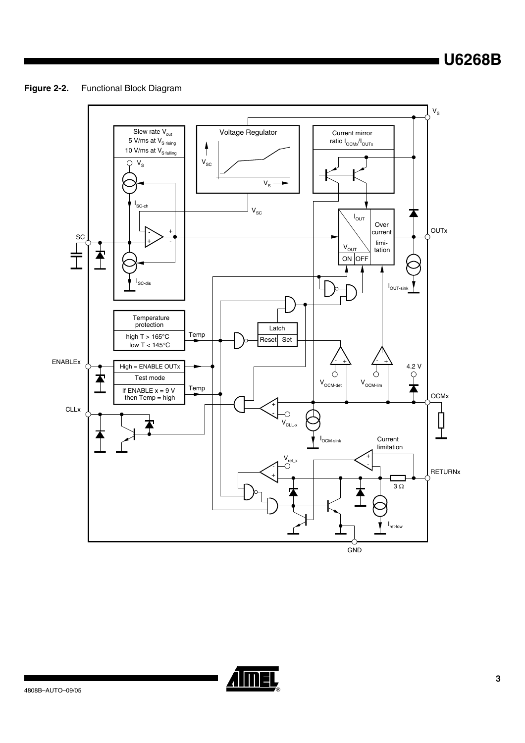**Figure 2-2.** Functional Block Diagram

Slew rate $V_{out}$
5 V/ms at $V_{S\ rising}$
10 V/ms at $V_{S\ falling}$

$V_S$

$I_{SC-ch}$

$I_{SC-dis}$

SC

Voltage Regulator

$V_{SC}$

$V_S$

Current mirror
ratio $I_{OCMx}/I_{OUTx}$

$I_{OUT}$

$V_{OUT}$

ON OFF

Over current limitation

OUTx

$I_{OUT-sink}$

Temperature protection
high T > 165°C
low T < 145°C

Temp

Latch
Reset Set

ENABLEx

High = ENABLE OUTx
Test mode
If ENABLE x = 9 V then Temp = high

Temp

$V_{OCM-det}$

$V_{OCM-lim}$

4.2 V

OCMx

CLLx

$V_{CLL-x}$

$I_{OCM-sink}$

Current limitation

$V_{ret\_x}$

RETURNx

3 Ω

$I_{ret-low}$

GND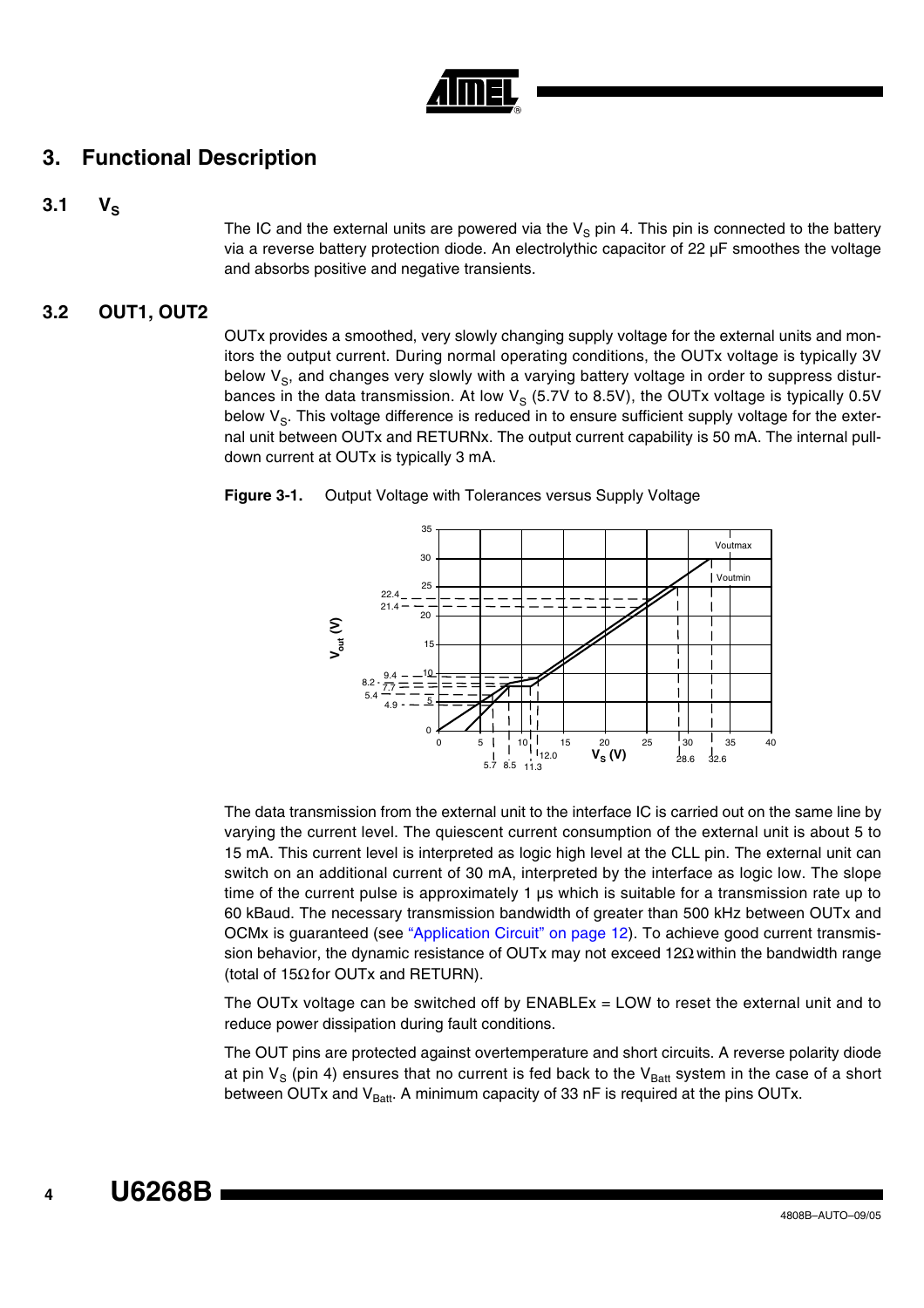# 3. Functional Description

## 3.1 $V_S$

The IC and the external units are powered via the $V_S$ pin 4. This pin is connected to the battery via a reverse battery protection diode. An electrolytic capacitor of 22 µF smoothes the voltage and absorbs positive and negative transients.

## 3.2 OUT1, OUT2

OUTx provides a smoothed, very slowly changing supply voltage for the external units and monitors the output current. During normal operating conditions, the OUTx voltage is typically 3V below $V_S$, and changes very slowly with a varying battery voltage in order to suppress disturbances in the data transmission. At low $V_S$ (5.7V to 8.5V), the OUTx voltage is typically 0.5V below $V_S$. This voltage difference is reduced in to ensure sufficient supply voltage for the external unit between OUTx and RETURNx. The output current capability is 50 mA. The internal pull-down current at OUTx is typically 3 mA.

**Figure 3-1.** Output Voltage with Tolerances versus Supply Voltage

The data transmission from the external unit to the interface IC is carried out on the same line by varying the current level. The quiescent current consumption of the external unit is about 5 to 15 mA. This current level is interpreted as logic high level at the CLL pin. The external unit can switch on an additional current of 30 mA, interpreted by the interface as logic low. The slope time of the current pulse is approximately 1 µs which is suitable for a transmission rate up to 60 kBaud. The necessary transmission bandwidth of greater than 500 kHz between OUTx and OCMx is guaranteed (see "Application Circuit" on page 12). To achieve good current transmission behavior, the dynamic resistance of OUTx may not exceed 12Ω within the bandwidth range (total of 15Ω for OUTx and RETURN).

The OUTx voltage can be switched off by ENABLEx = LOW to reset the external unit and to reduce power dissipation during fault conditions.

The OUT pins are protected against overtemperature and short circuits. A reverse polarity diode at pin $V_S$ (pin 4) ensures that no current is fed back to the $V_{Batt}$ system in the case of a short between OUTx and $V_{Batt}$. A minimum capacity of 33 nF is required at the pins OUTx.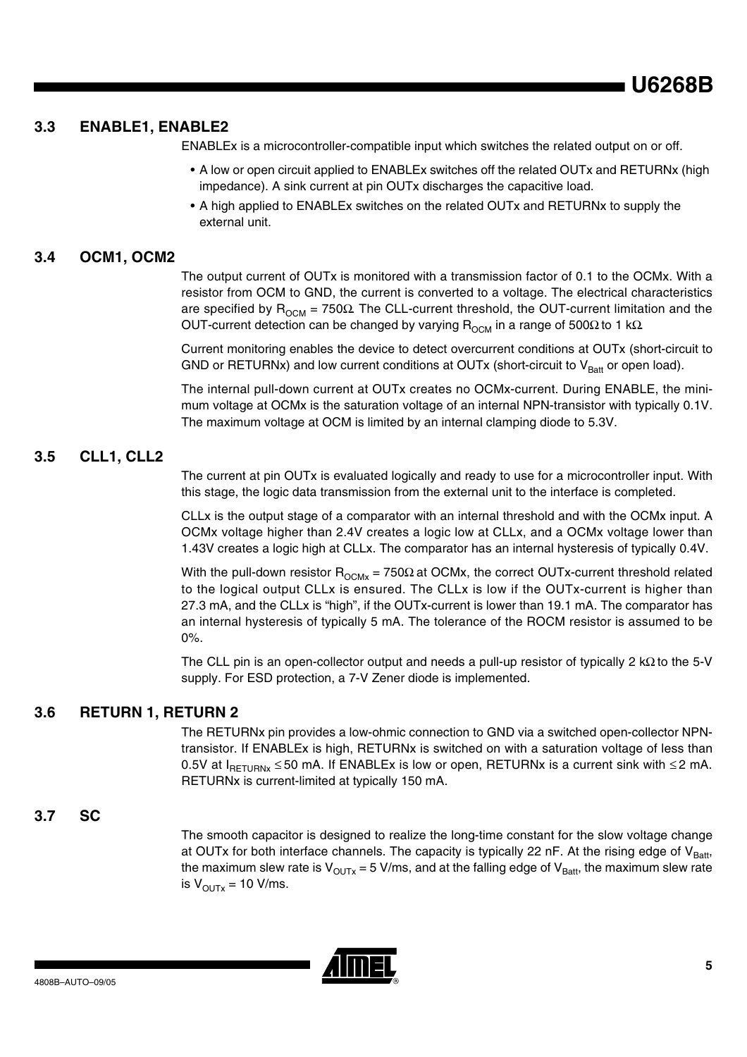## 3.3 ENABLE1, ENABLE2

ENABLEx is a microcontroller-compatible input which switches the related output on or off.

- A low or open circuit applied to ENABLEx switches off the related OUTx and RETURNx (high impedance). A sink current at pin OUTx discharges the capacitive load.
- A high applied to ENABLEx switches on the related OUTx and RETURNx to supply the external unit.

## 3.4 OCM1, OCM2

The output current of OUTx is monitored with a transmission factor of 0.1 to the OCMx. With a resistor from OCM to GND, the current is converted to a voltage. The electrical characteristics are specified by $R_{OCM}$ = 750Ω. The CLL-current threshold, the OUT-current limitation and the OUT-current detection can be changed by varying $R_{OCM}$ in a range of 500Ω to 1 kΩ.

Current monitoring enables the device to detect overcurrent conditions at OUTx (short-circuit to GND or RETURNx) and low current conditions at OUTx (short-circuit to $V_{Batt}$ or open load).

The internal pull-down current at OUTx creates no OCMx-current. During ENABLE, the minimum voltage at OCMx is the saturation voltage of an internal NPN-transistor with typically 0.1V. The maximum voltage at OCM is limited by an internal clamping diode to 5.3V.

## 3.5 CLL1, CLL2

The current at pin OUTx is evaluated logically and ready to use for a microcontroller input. With this stage, the logic data transmission from the external unit to the interface is completed.

CLLx is the output stage of a comparator with an internal threshold and with the OCMx input. A OCMx voltage higher than 2.4V creates a logic low at CLLx, and a OCMx voltage lower than 1.43V creates a logic high at CLLx. The comparator has an internal hysteresis of typically 0.4V.

With the pull-down resistor $R_{OCMx}$ = 750Ω at OCMx, the correct OUTx-current threshold related to the logical output CLLx is ensured. The CLLx is low if the OUTx-current is higher than 27.3 mA, and the CLLx is "high", if the OUTx-current is lower than 19.1 mA. The comparator has an internal hysteresis of typically 5 mA. The tolerance of the ROCM resistor is assumed to be 0%.

The CLL pin is an open-collector output and needs a pull-up resistor of typically 2 kΩ to the 5-V supply. For ESD protection, a 7-V Zener diode is implemented.

## 3.6 RETURN 1, RETURN 2

The RETURNx pin provides a low-ohmic connection to GND via a switched open-collector NPN-transistor. If ENABLEx is high, RETURNx is switched on with a saturation voltage of less than 0.5V at $I_{RETURNx} \leq 50$ mA. If ENABLEx is low or open, RETURNx is a current sink with ≤ 2 mA. RETURNx is current-limited at typically 150 mA.

## 3.7 SC

The smooth capacitor is designed to realize the long-time constant for the slow voltage change at OUTx for both interface channels. The capacity is typically 22 nF. At the rising edge of $V_{Batt}$, the maximum slew rate is $V_{OUTx}$ = 5 V/ms, and at the falling edge of $V_{Batt}$, the maximum slew rate is $V_{OUTx}$ = 10 V/ms.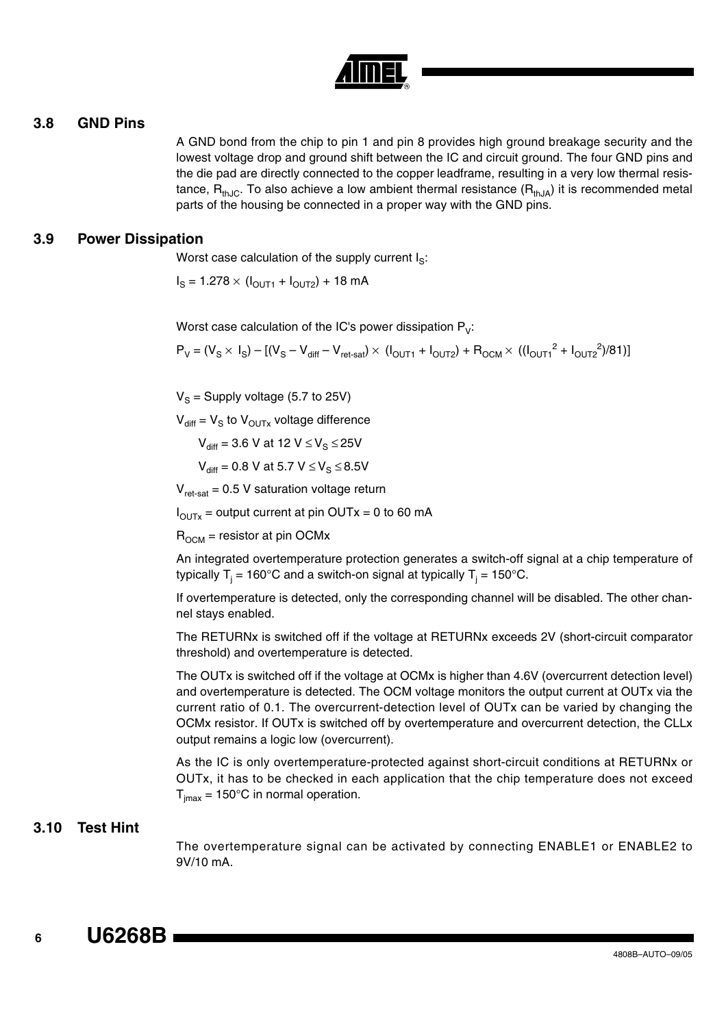## 3.8 GND Pins

A GND bond from the chip to pin 1 and pin 8 provides high ground breakage security and the lowest voltage drop and ground shift between the IC and circuit ground. The four GND pins and the die pad are directly connected to the copper leadframe, resulting in a very low thermal resistance, $R_{thJC}$. To also achieve a low ambient thermal resistance ($R_{thJA}$) it is recommended metal parts of the housing be connected in a proper way with the GND pins.

## 3.9 Power Dissipation

Worst case calculation of the supply current $I_S$:

$$I_S = 1.278 \times (I_{OUT1} + I_{OUT2}) + 18\text{ mA}$$

Worst case calculation of the IC's power dissipation $P_V$:

$$P_V = (V_S \times I_S) - [(V_S - V_{diff} - V_{ret\text{-}sat}) \times (I_{OUT1} + I_{OUT2}) + R_{OCM} \times ((I_{OUT1}^2 + I_{OUT2}^2)/81)]$$

$V_S$ = Supply voltage (5.7 to 25V)

$V_{diff}$ = $V_S$ to $V_{OUTx}$ voltage difference

$V_{diff}$ = 3.6 V at 12 V $\leq V_S \leq$ 25V

$V_{diff}$ = 0.8 V at 5.7 V $\leq V_S \leq$ 8.5V

$V_{ret\text{-}sat}$ = 0.5 V saturation voltage return

$I_{OUTx}$ = output current at pin OUTx = 0 to 60 mA

$R_{OCM}$ = resistor at pin OCMx

An integrated overtemperature protection generates a switch-off signal at a chip temperature of typically $T_j$ = 160°C and a switch-on signal at typically $T_j$ = 150°C.

If overtemperature is detected, only the corresponding channel will be disabled. The other channel stays enabled.

The RETURNx is switched off if the voltage at RETURNx exceeds 2V (short-circuit comparator threshold) and overtemperature is detected.

The OUTx is switched off if the voltage at OCMx is higher than 4.6V (overcurrent detection level) and overtemperature is detected. The OCM voltage monitors the output current at OUTx via the current ratio of 0.1. The overcurrent-detection level of OUTx can be varied by changing the OCMx resistor. If OUTx is switched off by overtemperature and overcurrent detection, the CLLx output remains a logic low (overcurrent).

As the IC is only overtemperature-protected against short-circuit conditions at RETURNx or OUTx, it has to be checked in each application that the chip temperature does not exceed $T_{jmax}$ = 150°C in normal operation.

## 3.10 Test Hint

The overtemperature signal can be activated by connecting ENABLE1 or ENABLE2 to 9V/10 mA.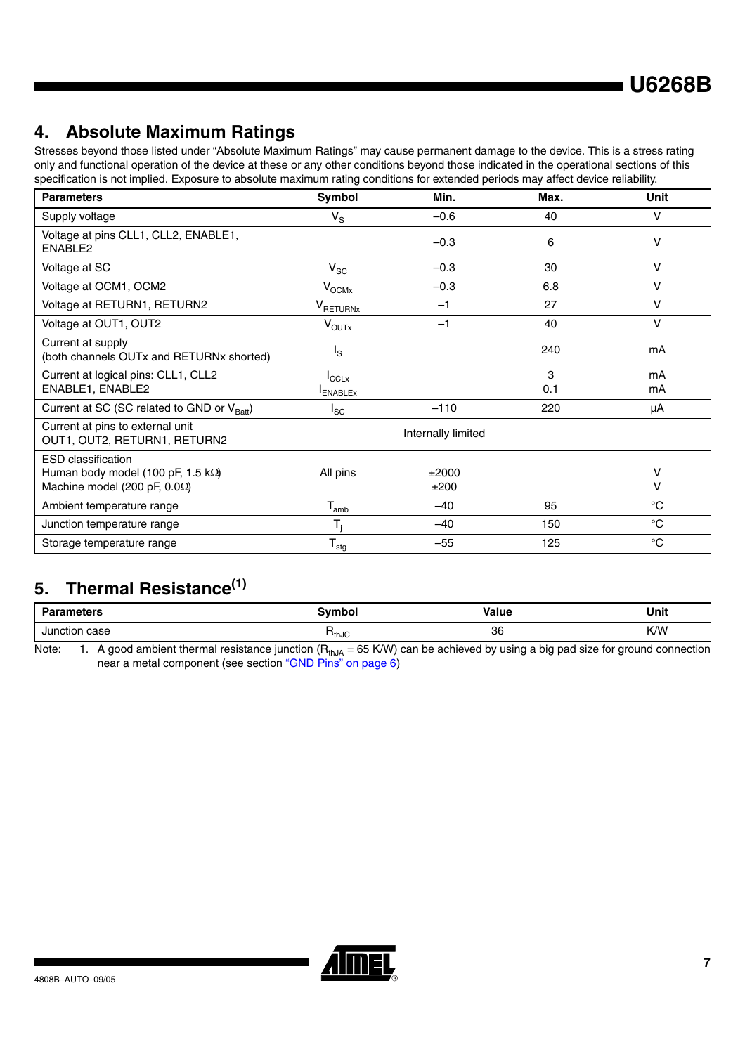## 4. Absolute Maximum Ratings

Stresses beyond those listed under "Absolute Maximum Ratings" may cause permanent damage to the device. This is a stress rating only and functional operation of the device at these or any other conditions beyond those indicated in the operational sections of this specification is not implied. Exposure to absolute maximum rating conditions for extended periods may affect device reliability.

| Parameters | Symbol | Min. | Max. | Unit |
|---|---|---|---|---|
| Supply voltage | $V_S$ | –0.6 | 40 | V |
| Voltage at pins CLL1, CLL2, ENABLE1, ENABLE2 | | –0.3 | 6 | V |
| Voltage at SC | $V_{SC}$ | –0.3 | 30 | V |
| Voltage at OCM1, OCM2 | $V_{OCMx}$ | –0.3 | 6.8 | V |
| Voltage at RETURN1, RETURN2 | $V_{RETURNx}$ | –1 | 27 | V |
| Voltage at OUT1, OUT2 | $V_{OUTx}$ | –1 | 40 | V |
| Current at supply (both channels OUTx and RETURNx shorted) | $I_S$ | | 240 | mA |
| Current at logical pins: CLL1, CLL2 ENABLE1, ENABLE2 | $I_{CCLx}$ $I_{ENABLEx}$ | | 3 0.1 | mA mA |
| Current at SC (SC related to GND or $V_{Batt}$) | $I_{SC}$ | –110 | 220 | µA |
| Current at pins to external unit OUT1, OUT2, RETURN1, RETURN2 | | Internally limited | | |
| ESD classification Human body model (100 pF, 1.5 kΩ) Machine model (200 pF, 0.0Ω) | All pins | ±2000 ±200 | | V V |
| Ambient temperature range | $T_{amb}$ | –40 | 95 | °C |
| Junction temperature range | $T_j$ | –40 | 150 | °C |
| Storage temperature range | $T_{stg}$ | –55 | 125 | °C |

## 5. Thermal Resistance[1]

| Parameters | Symbol | Value | Unit |
|---|---|---|---|
| Junction case | $R_{thJC}$ | 36 | K/W |

Note: 1. A good ambient thermal resistance junction ($R_{thJA}$ = 65 K/W) can be achieved by using a big pad size for ground connection near a metal component (see section "GND Pins" on page 6)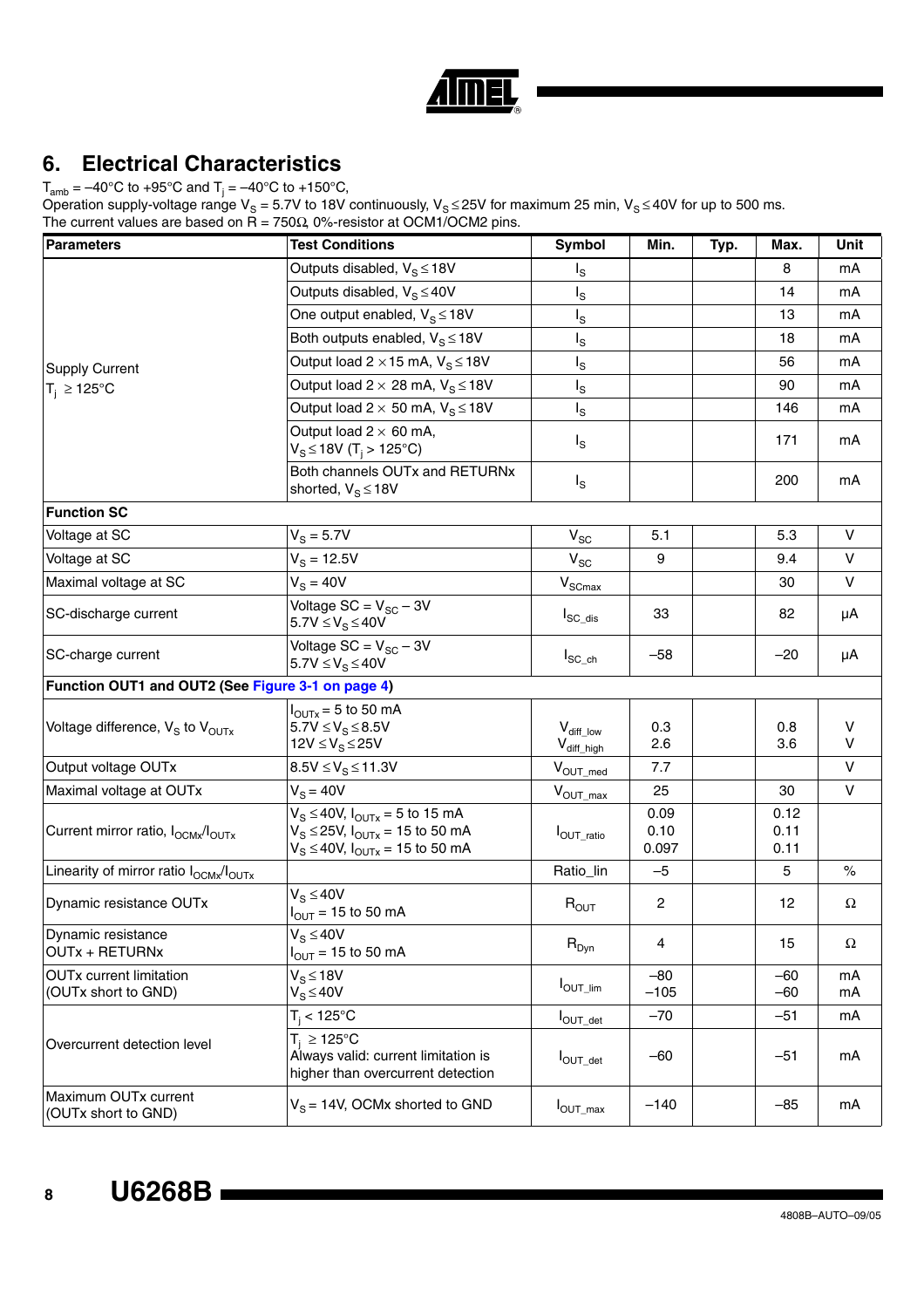## 6. Electrical Characteristics

$T_{amb}$ = –40°C to +95°C and $T_j$ = –40°C to +150°C,
Operation supply-voltage range $V_S$ = 5.7V to 18V continuously, $V_S \leq 25V$ for maximum 25 min, $V_S \leq 40V$ for up to 500 ms.
The current values are based on R = 750Ω, 0%-resistor at OCM1/OCM2 pins.

| Parameters | Test Conditions | Symbol | Min. | Typ. | Max. | Unit |
|---|---|---|---|---|---|---|
| Supply Current $T_j \geq 125°C$ | Outputs disabled, $V_S \leq 18V$ | $I_S$ | | | 8 | mA |
| | Outputs disabled, $V_S \leq 40V$ | $I_S$ | | | 14 | mA |
| | One output enabled, $V_S \leq 18V$ | $I_S$ | | | 13 | mA |
| | Both outputs enabled, $V_S \leq 18V$ | $I_S$ | | | 18 | mA |
| | Output load 2 × 15 mA, $V_S \leq 18V$ | $I_S$ | | | 56 | mA |
| | Output load 2 × 28 mA, $V_S \leq 18V$ | $I_S$ | | | 90 | mA |
| | Output load 2 × 50 mA, $V_S \leq 18V$ | $I_S$ | | | 146 | mA |
| | Output load 2 × 60 mA, $V_S \leq 18V$ ($T_j$ > 125°C) | $I_S$ | | | 171 | mA |
| | Both channels OUTx and RETURNx shorted, $V_S \leq 18V$ | $I_S$ | | | 200 | mA |
| **Function SC** | | | | | | |
| Voltage at SC | $V_S$ = 5.7V | $V_{SC}$ | 5.1 | | 5.3 | V |
| Voltage at SC | $V_S$ = 12.5V | $V_{SC}$ | 9 | | 9.4 | V |
| Maximal voltage at SC | $V_S$ = 40V | $V_{SCmax}$ | | | 30 | V |
| SC-discharge current | Voltage SC = $V_{SC}$ – 3V<br>5.7V ≤ $V_S$ ≤ 40V | $I_{SC\_dis}$ | 33 | | 82 | µA |
| SC-charge current | Voltage SC = $V_{SC}$ – 3V<br>5.7V ≤ $V_S$ ≤ 40V | $I_{SC\_ch}$ | –58 | | –20 | µA |
| **Function OUT1 and OUT2 (See Figure 3-1 on page 4)** | | | | | | |
| Voltage difference, $V_S$ to $V_{OUTx}$ | $I_{OUTx}$ = 5 to 50 mA<br>5.7V ≤ $V_S$ ≤ 8.5V<br>12V ≤ $V_S$ ≤ 25V | $V_{diff\_low}$<br>$V_{diff\_high}$ | 0.3<br>2.6 | | 0.8<br>3.6 | V<br>V |
| Output voltage OUTx | 8.5V ≤ $V_S$ ≤ 11.3V | $V_{OUT\_med}$ | 7.7 | | | V |
| Maximal voltage at OUTx | $V_S$ = 40V | $V_{OUT\_max}$ | 25 | | 30 | V |
| Current mirror ratio, $I_{OCMx}/I_{OUTx}$ | $V_S$ ≤ 40V, $I_{OUTx}$ = 5 to 15 mA<br>$V_S$ ≤ 25V, $I_{OUTx}$ = 15 to 50 mA<br>$V_S$ ≤ 40V, $I_{OUTx}$ = 15 to 50 mA | $I_{OUT\_ratio}$ | 0.09<br>0.10<br>0.097 | | 0.12<br>0.11<br>0.11 | |
| Linearity of mirror ratio $I_{OCMx}/I_{OUTx}$ | | Ratio_lin | –5 | | 5 | % |
| Dynamic resistance OUTx | $V_S$ ≤ 40V<br>$I_{OUT}$ = 15 to 50 mA | $R_{OUT}$ | 2 | | 12 | Ω |
| Dynamic resistance OUTx + RETURNx | $V_S$ ≤ 40V<br>$I_{OUT}$ = 15 to 50 mA | $R_{Dyn}$ | 4 | | 15 | Ω |
| OUTx current limitation (OUTx short to GND) | $V_S$ ≤ 18V<br>$V_S$ ≤ 40V | $I_{OUT\_lim}$ | –80<br>–105 | | –60<br>–60 | mA<br>mA |
| Overcurrent detection level | $T_j$ < 125°C | $I_{OUT\_det}$ | –70 | | –51 | mA |
| | $T_j \geq 125°C$<br>Always valid: current limitation is higher than overcurrent detection | $I_{OUT\_det}$ | –60 | | –51 | mA |
| Maximum OUTx current (OUTx short to GND) | $V_S$ = 14V, OCMx shorted to GND | $I_{OUT\_max}$ | –140 | | –85 | mA |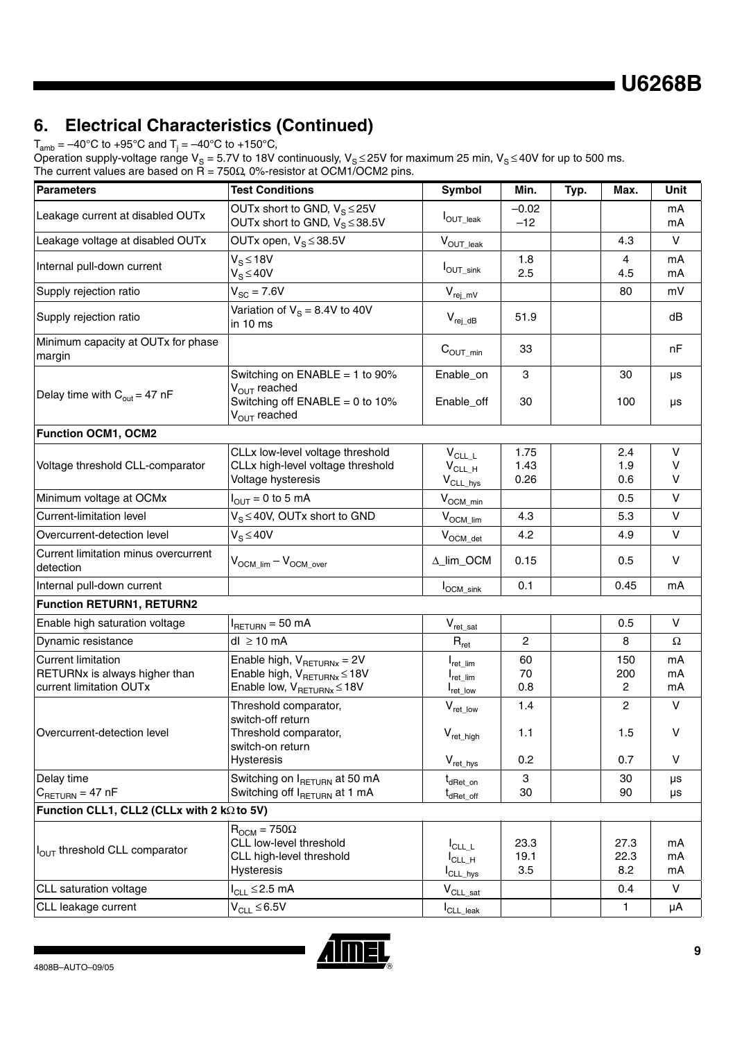## 6. Electrical Characteristics (Continued)

$T_{amb}$ = –40°C to +95°C and $T_j$ = –40°C to +150°C,
Operation supply-voltage range $V_S$ = 5.7V to 18V continuously, $V_S \leq$ 25V for maximum 25 min, $V_S \leq$ 40V for up to 500 ms.
The current values are based on R = 750Ω, 0%-resistor at OCM1/OCM2 pins.

| Parameters | Test Conditions | Symbol | Min. | Typ. | Max. | Unit |
|---|---|---|---|---|---|---|
| Leakage current at disabled OUTx | OUTx short to GND, $V_S \leq$ 25V<br>OUTx short to GND, $V_S \leq$ 38.5V | $I_{OUT\_leak}$ | –0.02<br>–12 | | | mA<br>mA |
| Leakage voltage at disabled OUTx | OUTx open, $V_S \leq$ 38.5V | $V_{OUT\_leak}$ | | | 4.3 | V |
| Internal pull-down current | $V_S \leq$ 18V<br>$V_S \leq$ 40V | $I_{OUT\_sink}$ | 1.8<br>2.5 | | 4<br>4.5 | mA<br>mA |
| Supply rejection ratio | $V_{SC}$ = 7.6V | $V_{rej\_mV}$ | | | 80 | mV |
| Supply rejection ratio | Variation of $V_S$ = 8.4V to 40V in 10 ms | $V_{rej\_dB}$ | 51.9 | | | dB |
| Minimum capacity at OUTx for phase margin | | $C_{OUT\_min}$ | 33 | | | nF |
| Delay time with $C_{out}$ = 47 nF | Switching on ENABLE = 1 to 90% $V_{OUT}$ reached<br>Switching off ENABLE = 0 to 10% $V_{OUT}$ reached | Enable_on<br>Enable_off | 3<br>30 | | 30<br>100 | µs<br>µs |
| **Function OCM1, OCM2** | | | | | | |
| Voltage threshold CLL-comparator | CLLx low-level voltage threshold<br>CLLx high-level voltage threshold<br>Voltage hysteresis | $V_{CLL\_L}$<br>$V_{CLL\_H}$<br>$V_{CLL\_hys}$ | 1.75<br>1.43<br>0.26 | | 2.4<br>1.9<br>0.6 | V<br>V<br>V |
| Minimum voltage at OCMx | $I_{OUT}$ = 0 to 5 mA | $V_{OCM\_min}$ | | | 0.5 | V |
| Current-limitation level | $V_S \leq$ 40V, OUTx short to GND | $V_{OCM\_lim}$ | 4.3 | | 5.3 | V |
| Overcurrent-detection level | $V_S \leq$ 40V | $V_{OCM\_det}$ | 4.2 | | 4.9 | V |
| Current limitation minus overcurrent detection | $V_{OCM\_lim} - V_{OCM\_over}$ | Δ_lim_OCM | 0.15 | | 0.5 | V |
| Internal pull-down current | | $I_{OCM\_sink}$ | 0.1 | | 0.45 | mA |
| **Function RETURN1, RETURN2** | | | | | | |
| Enable high saturation voltage | $I_{RETURN}$ = 50 mA | $V_{ret\_sat}$ | | | 0.5 | V |
| Dynamic resistance | dI ≥ 10 mA | $R_{ret}$ | 2 | | 8 | Ω |
| Current limitation<br>RETURNx is always higher than current limitation OUTx | Enable high, $V_{RETURNx}$ = 2V<br>Enable high, $V_{RETURNx} \leq$ 18V<br>Enable low, $V_{RETURNx} \leq$ 18V | $I_{ret\_lim}$<br>$I_{ret\_lim}$<br>$I_{ret\_low}$ | 60<br>70<br>0.8 | | 150<br>200<br>2 | mA<br>mA<br>mA |
| Overcurrent-detection level | Threshold comparator, switch-off return<br>Threshold comparator, switch-on return<br>Hysteresis | $V_{ret\_low}$<br>$V_{ret\_high}$<br>$V_{ret\_hys}$ | 1.4<br>1.1<br>0.2 | | 2<br>1.5<br>0.7 | V<br>V<br>V |
| Delay time<br>$C_{RETURN}$ = 47 nF | Switching on $I_{RETURN}$ at 50 mA<br>Switching off $I_{RETURN}$ at 1 mA | $t_{dRet\_on}$<br>$t_{dRet\_off}$ | 3<br>30 | | 30<br>90 | µs<br>µs |
| **Function CLL1, CLL2 (CLLx with 2 kΩ to 5V)** | | | | | | |
| $I_{OUT}$ threshold CLL comparator | $R_{OCM}$ = 750Ω<br>CLL low-level threshold<br>CLL high-level threshold<br>Hysteresis | $I_{CLL\_L}$<br>$I_{CLL\_H}$<br>$I_{CLL\_hys}$ | 23.3<br>19.1<br>3.5 | | 27.3<br>22.3<br>8.2 | mA<br>mA<br>mA |
| CLL saturation voltage | $I_{CLL} \leq$ 2.5 mA | $V_{CLL\_sat}$ | | | 0.4 | V |
| CLL leakage current | $V_{CLL} \leq$ 6.5V | $I_{CLL\_leak}$ | | | 1 | µA |

4808B–AUTO–09/05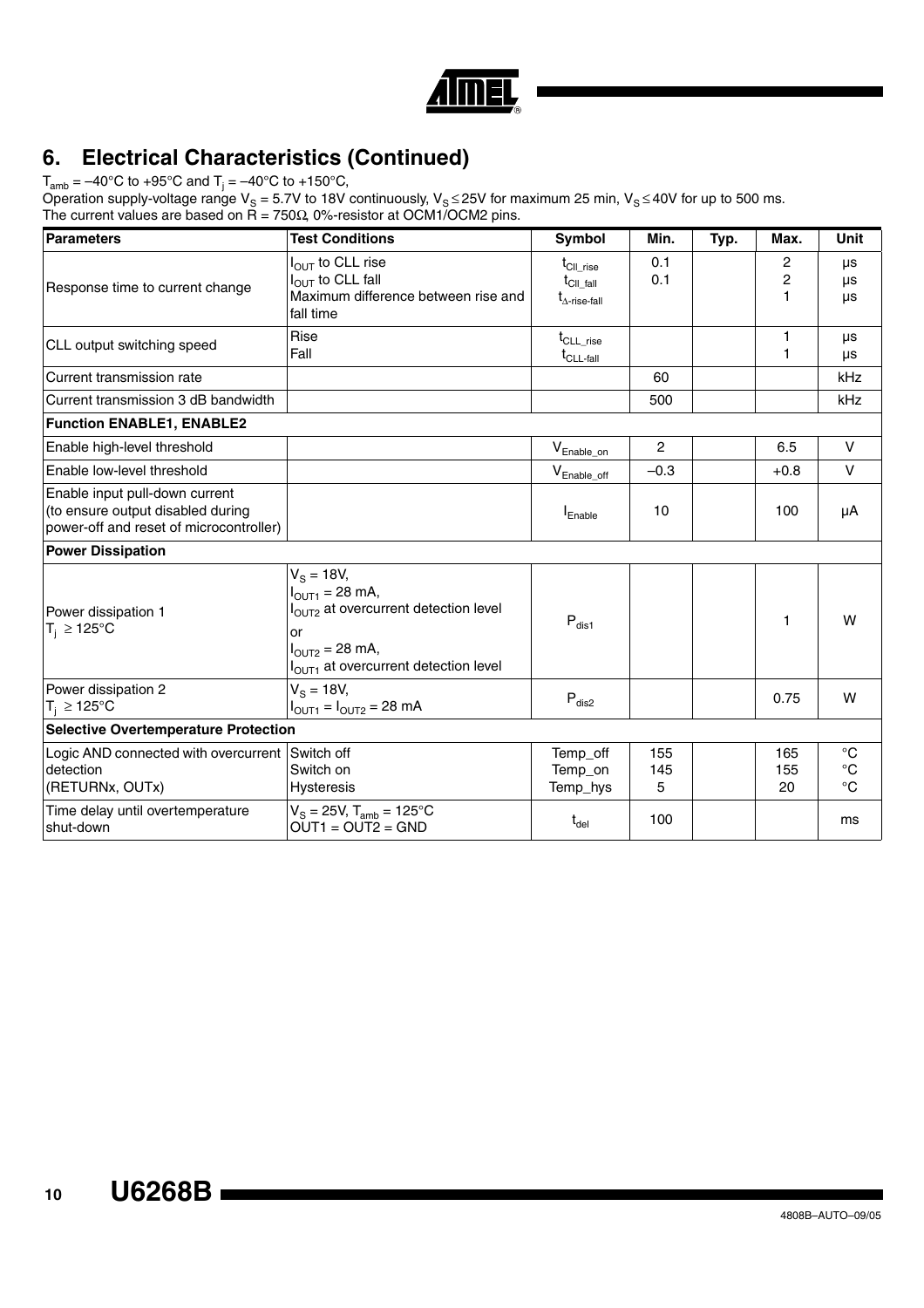# 6. Electrical Characteristics (Continued)

$T_{amb}$ = –40°C to +95°C and $T_j$ = –40°C to +150°C,
Operation supply-voltage range $V_S$ = 5.7V to 18V continuously, $V_S \leq 25V$ for maximum 25 min, $V_S \leq 40V$ for up to 500 ms.
The current values are based on R = 750Ω, 0%-resistor at OCM1/OCM2 pins.

| Parameters | Test Conditions | Symbol | Min. | Typ. | Max. | Unit |
|---|---|---|---|---|---|---|
| Response time to current change | $I_{OUT}$ to CLL rise<br>$I_{OUT}$ to CLL fall<br>Maximum difference between rise and fall time | $t_{Cll\_rise}$<br>$t_{Cll\_fall}$<br>$t_{\Delta\text{-rise-fall}}$ | 0.1<br>0.1 | | 2<br>2<br>1 | µs<br>µs<br>µs |
| CLL output switching speed | Rise<br>Fall | $t_{CLL\_rise}$<br>$t_{CLL\text{-}fall}$ | | | 1<br>1 | µs<br>µs |
| Current transmission rate | | | 60 | | | kHz |
| Current transmission 3 dB bandwidth | | | 500 | | | kHz |
| **Function ENABLE1, ENABLE2** | | | | | | |
| Enable high-level threshold | | $V_{Enable\_on}$ | 2 | | 6.5 | V |
| Enable low-level threshold | | $V_{Enable\_off}$ | –0.3 | | +0.8 | V |
| Enable input pull-down current (to ensure output disabled during power-off and reset of microcontroller) | | $I_{Enable}$ | 10 | | 100 | µA |
| **Power Dissipation** | | | | | | |
| Power dissipation 1<br>$T_j \geq 125°C$ | $V_S$ = 18V,<br>$I_{OUT1}$ = 28 mA,<br>$I_{OUT2}$ at overcurrent detection level<br>or<br>$I_{OUT2}$ = 28 mA,<br>$I_{OUT1}$ at overcurrent detection level | $P_{dis1}$ | | | 1 | W |
| Power dissipation 2<br>$T_j \geq 125°C$ | $V_S$ = 18V,<br>$I_{OUT1} = I_{OUT2}$ = 28 mA | $P_{dis2}$ | | | 0.75 | W |
| **Selective Overtemperature Protection** | | | | | | |
| Logic AND connected with overcurrent detection (RETURNx, OUTx) | Switch off<br>Switch on<br>Hysteresis | Temp_off<br>Temp_on<br>Temp_hys | 155<br>145<br>5 | | 165<br>155<br>20 | °C<br>°C<br>°C |
| Time delay until overtemperature shut-down | $V_S$ = 25V, $T_{amb}$ = 125°C<br>OUT1 = OUT2 = GND | $t_{del}$ | 100 | | | ms |

4808B–AUTO–09/05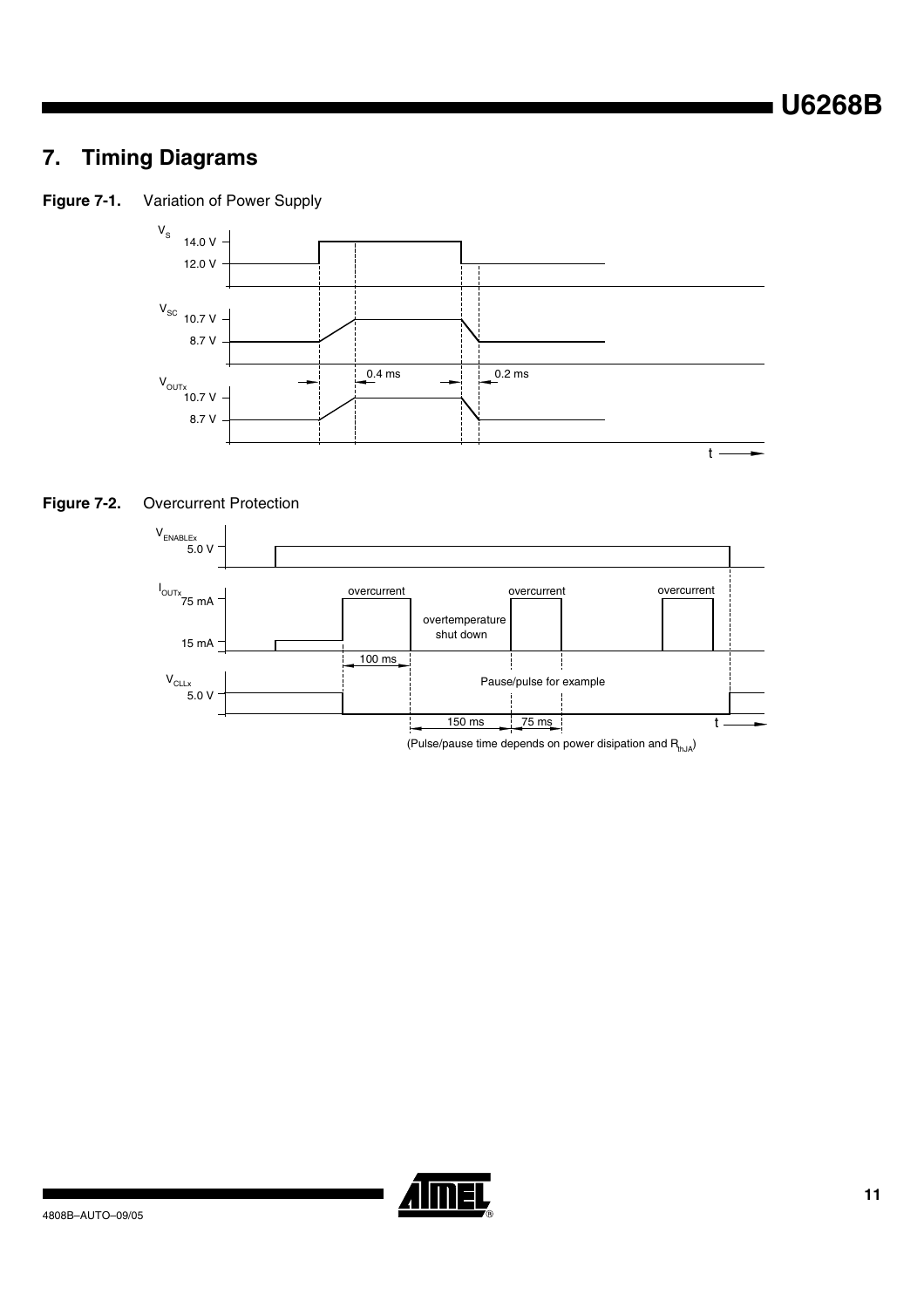# 7. Timing Diagrams

**Figure 7-1.** Variation of Power Supply

$V_S$: 14.0 V, 12.0 V

$V_{SC}$: 10.7 V, 8.7 V

$V_{OUTx}$: 10.7 V, 8.7 V

0.4 ms, 0.2 ms

t

**Figure 7-2.** Overcurrent Protection

$V_{ENABLEx}$: 5.0 V

$I_{OUTx}$: 75 mA, 15 mA

overcurrent, overtemperature shut down, overcurrent, overcurrent

100 ms

$V_{CLLx}$: 5.0 V

Pause/pulse for example

150 ms, 75 ms, t

(Pulse/pause time depends on power disipation and $R_{thJA}$)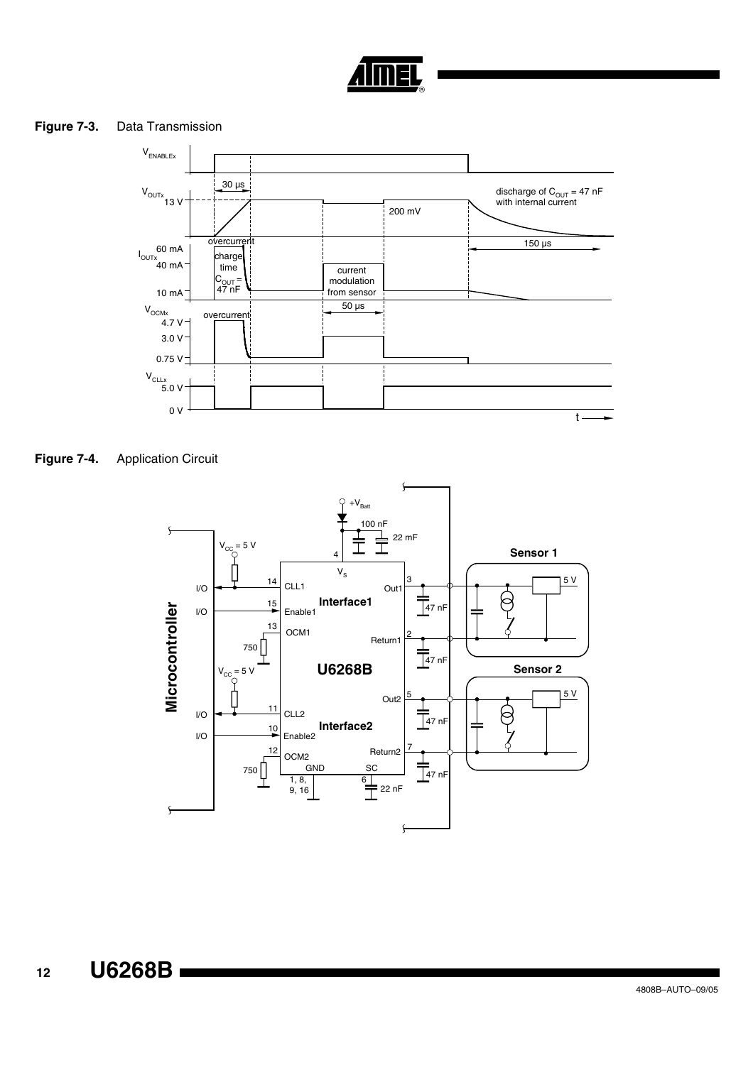**Figure 7-3.** Data Transmission

**Figure 7-4.** Application Circuit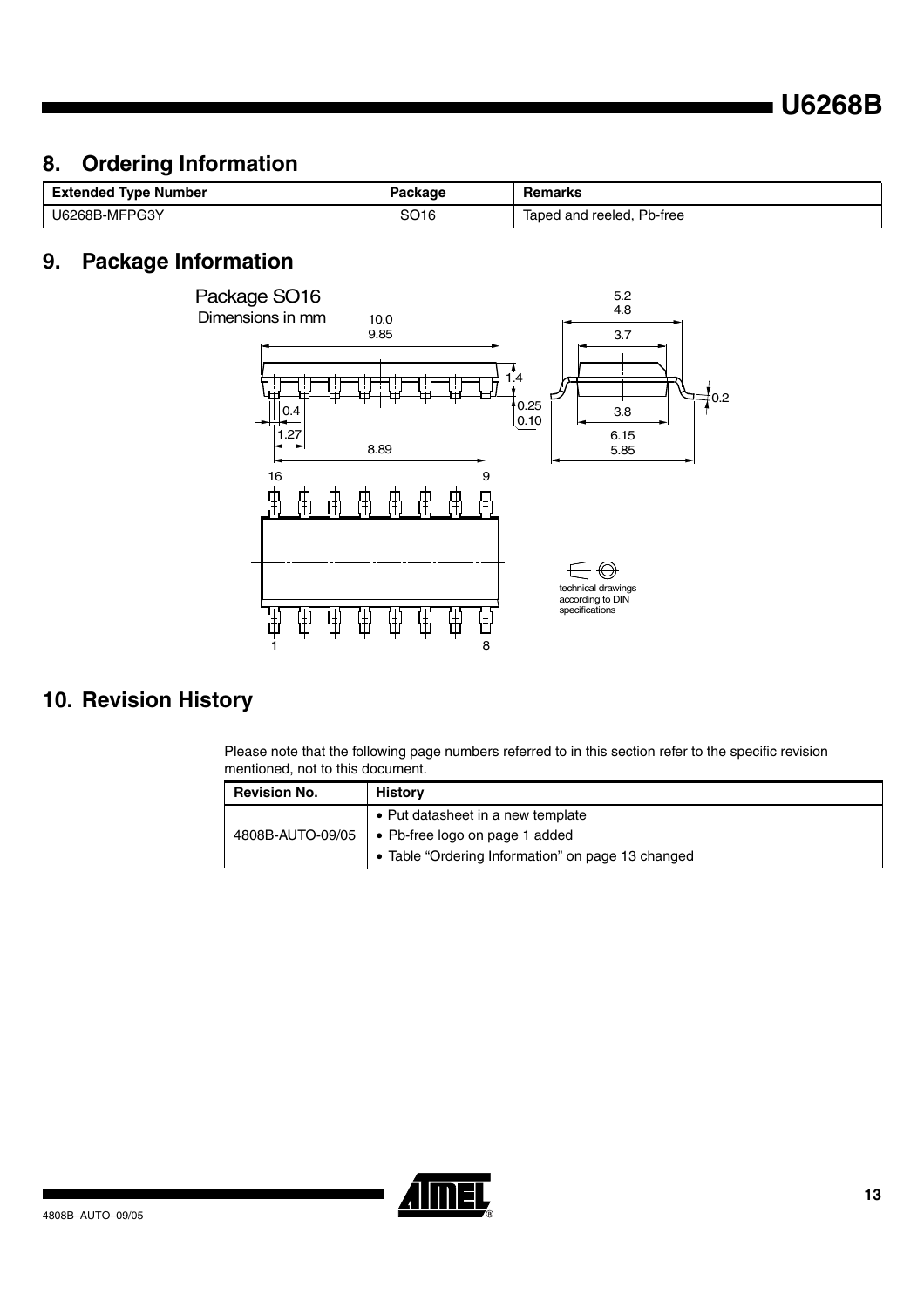## 8. Ordering Information

| Extended Type Number | Package | Remarks |
|---|---|---|
| U6268B-MFPG3Y | SO16 | Taped and reeled, Pb-free |

## 9. Package Information

Package SO16
Dimensions in mm

10.0
9.85

5.2
4.8

3.7

1.4

0.25
0.10

0.2

0.4

1.27

8.89

3.8

6.15
5.85

16 9

1 8

technical drawings according to DIN specifications

## 10. Revision History

Please note that the following page numbers referred to in this section refer to the specific revision mentioned, not to this document.

| Revision No. | History |
|---|---|
| 4808B-AUTO-09/05 | • Put datasheet in a new template<br>• Pb-free logo on page 1 added<br>• Table "Ordering Information" on page 13 changed |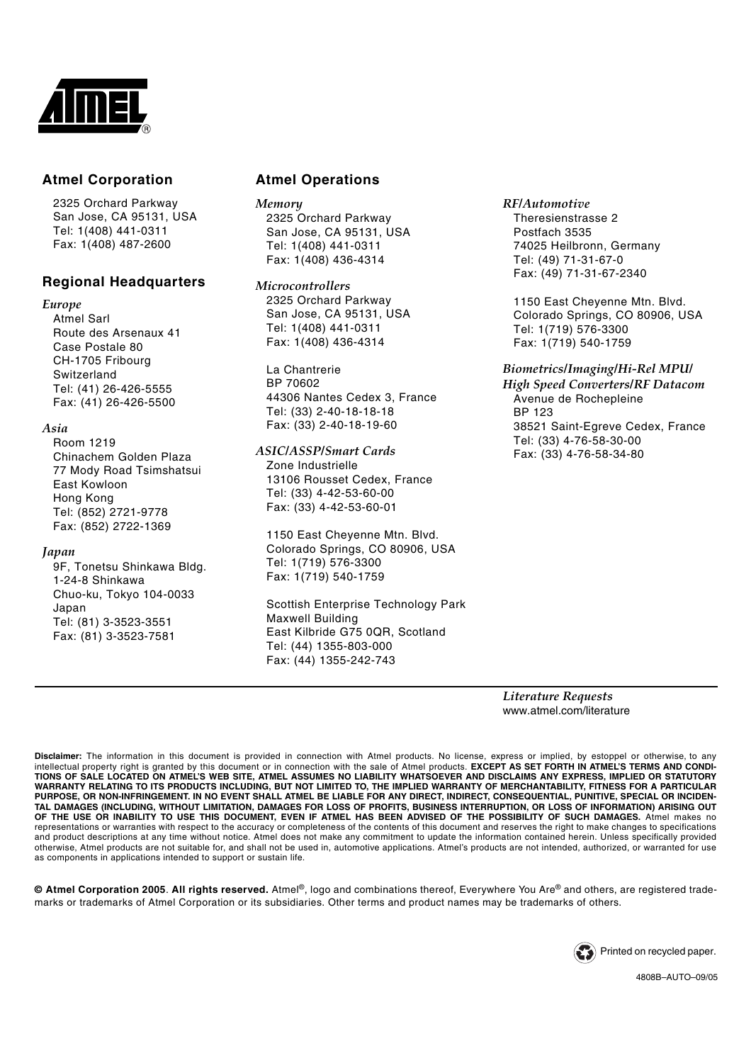## Atmel Corporation

2325 Orchard Parkway
San Jose, CA 95131, USA
Tel: 1(408) 441-0311
Fax: 1(408) 487-2600

## Regional Headquarters

*Europe*
Atmel Sarl
Route des Arsenaux 41
Case Postale 80
CH-1705 Fribourg
Switzerland
Tel: (41) 26-426-5555
Fax: (41) 26-426-5500

*Asia*
Room 1219
Chinachem Golden Plaza
77 Mody Road Tsimshatsui
East Kowloon
Hong Kong
Tel: (852) 2721-9778
Fax: (852) 2722-1369

*Japan*
9F, Tonetsu Shinkawa Bldg.
1-24-8 Shinkawa
Chuo-ku, Tokyo 104-0033
Japan
Tel: (81) 3-3523-3551
Fax: (81) 3-3523-7581

## Atmel Operations

*Memory*
2325 Orchard Parkway
San Jose, CA 95131, USA
Tel: 1(408) 441-0311
Fax: 1(408) 436-4314

*Microcontrollers*
2325 Orchard Parkway
San Jose, CA 95131, USA
Tel: 1(408) 441-0311
Fax: 1(408) 436-4314

La Chantrerie
BP 70602
44306 Nantes Cedex 3, France
Tel: (33) 2-40-18-18-18
Fax: (33) 2-40-18-19-60

*ASIC/ASSP/Smart Cards*
Zone Industrielle
13106 Rousset Cedex, France
Tel: (33) 4-42-53-60-00
Fax: (33) 4-42-53-60-01

1150 East Cheyenne Mtn. Blvd.
Colorado Springs, CO 80906, USA
Tel: 1(719) 576-3300
Fax: 1(719) 540-1759

Scottish Enterprise Technology Park
Maxwell Building
East Kilbride G75 0QR, Scotland
Tel: (44) 1355-803-000
Fax: (44) 1355-242-743

*RF/Automotive*
Theresienstrasse 2
Postfach 3535
74025 Heilbronn, Germany
Tel: (49) 71-31-67-0
Fax: (49) 71-31-67-2340

1150 East Cheyenne Mtn. Blvd.
Colorado Springs, CO 80906, USA
Tel: 1(719) 576-3300
Fax: 1(719) 540-1759

*Biometrics/Imaging/Hi-Rel MPU/*
*High Speed Converters/RF Datacom*
Avenue de Rochepleine
BP 123
38521 Saint-Egreve Cedex, France
Tel: (33) 4-76-58-30-00
Fax: (33) 4-76-58-34-80

*Literature Requests*
www.atmel.com/literature

**Disclaimer:** The information in this document is provided in connection with Atmel products. No license, express or implied, by estoppel or otherwise, to any intellectual property right is granted by this document or in connection with the sale of Atmel products. **EXCEPT AS SET FORTH IN ATMEL'S TERMS AND CONDITIONS OF SALE LOCATED ON ATMEL'S WEB SITE, ATMEL ASSUMES NO LIABILITY WHATSOEVER AND DISCLAIMS ANY EXPRESS, IMPLIED OR STATUTORY WARRANTY RELATING TO ITS PRODUCTS INCLUDING, BUT NOT LIMITED TO, THE IMPLIED WARRANTY OF MERCHANTABILITY, FITNESS FOR A PARTICULAR PURPOSE, OR NON-INFRINGEMENT. IN NO EVENT SHALL ATMEL BE LIABLE FOR ANY DIRECT, INDIRECT, CONSEQUENTIAL, PUNITIVE, SPECIAL OR INCIDENTAL DAMAGES (INCLUDING, WITHOUT LIMITATION, DAMAGES FOR LOSS OF PROFITS, BUSINESS INTERRUPTION, OR LOSS OF INFORMATION) ARISING OUT OF THE USE OR INABILITY TO USE THIS DOCUMENT, EVEN IF ATMEL HAS BEEN ADVISED OF THE POSSIBILITY OF SUCH DAMAGES.** Atmel makes no representations or warranties with respect to the accuracy or completeness of the contents of this document and reserves the right to make changes to specifications and product descriptions at any time without notice. Atmel does not make any commitment to update the information contained herein. Unless specifically provided otherwise, Atmel products are not suitable for, and shall not be used in, automotive applications. Atmel's products are not intended, authorized, or warranted for use as components in applications intended to support or sustain life.

**© Atmel Corporation 2005. All rights reserved.** Atmel®, logo and combinations thereof, Everywhere You Are® and others, are registered trademarks or trademarks of Atmel Corporation or its subsidiaries. Other terms and product names may be trademarks of others.

Printed on recycled paper.

4808B–AUTO–09/05